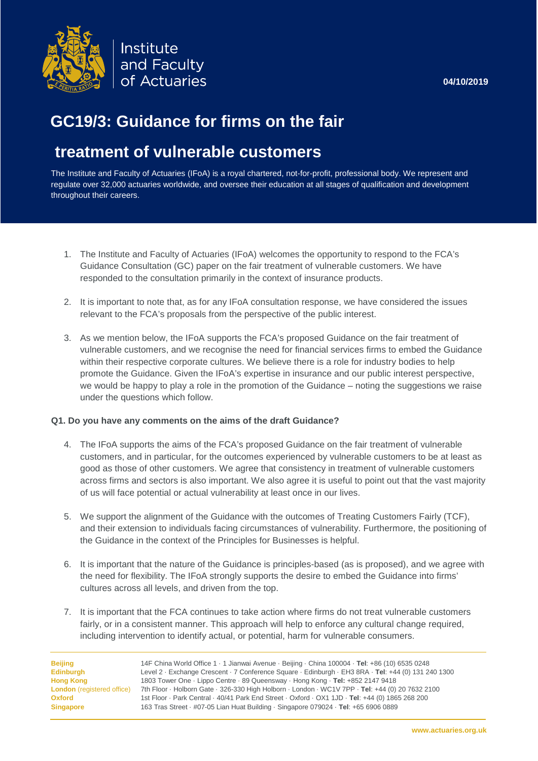Institute and Faculty of Actuaries

**04/10/2019**

# GC19/3: Guidance for firms on the fair treatment of vulnerable customers

The Institute and Faculty of Actuaries (IFoA) is a royal chartered, not-for-profit, professional body. We represent and regulate over 32,000 actuaries worldwide, and oversee their education at all stages of qualification and development throughout their careers.

1. The Institute and Faculty of Actuaries (IFoA) welcomes the opportunity to respond to the FCA's Guidance Consultation (GC) paper on the fair treatment of vulnerable customers. We have responded to the consultation primarily in the context of insurance products.

2. It is important to note that, as for any IFoA consultation response, we have considered the issues relevant to the FCA's proposals from the perspective of the public interest.

3. As we mention below, the IFoA supports the FCA's proposed Guidance on the fair treatment of vulnerable customers, and we recognise the need for financial services firms to embed the Guidance within their respective corporate cultures. We believe there is a role for industry bodies to help promote the Guidance. Given the IFoA's expertise in insurance and our public interest perspective, we would be happy to play a role in the promotion of the Guidance – noting the suggestions we raise under the questions which follow.

**Q1. Do you have any comments on the aims of the draft Guidance?**

4. The IFoA supports the aims of the FCA's proposed Guidance on the fair treatment of vulnerable customers, and in particular, for the outcomes experienced by vulnerable customers to be at least as good as those of other customers. We agree that consistency in treatment of vulnerable customers across firms and sectors is also important. We also agree it is useful to point out that the vast majority of us will face potential or actual vulnerability at least once in our lives.

5. We support the alignment of the Guidance with the outcomes of Treating Customers Fairly (TCF), and their extension to individuals facing circumstances of vulnerability. Furthermore, the positioning of the Guidance in the context of the Principles for Businesses is helpful.

6. It is important that the nature of the Guidance is principles-based (as is proposed), and we agree with the need for flexibility. The IFoA strongly supports the desire to embed the Guidance into firms' cultures across all levels, and driven from the top.

7. It is important that the FCA continues to take action where firms do not treat vulnerable customers fairly, or in a consistent manner. This approach will help to enforce any cultural change required, including intervention to identify actual, or potential, harm for vulnerable consumers.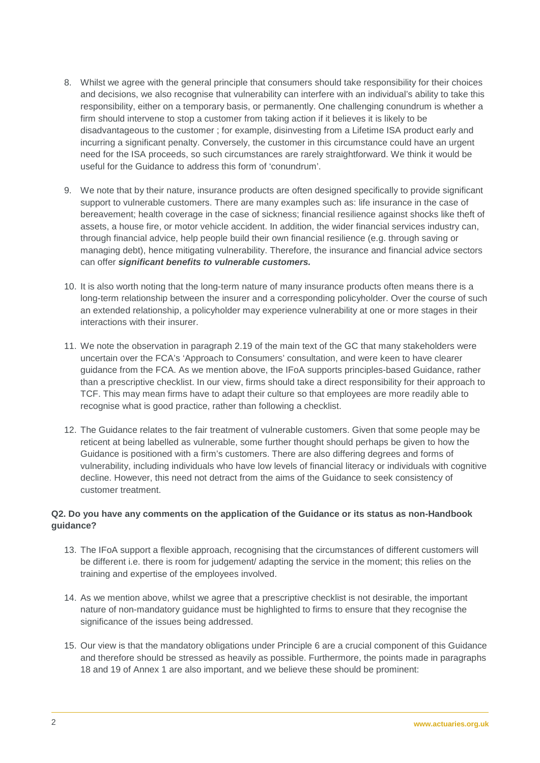8. Whilst we agree with the general principle that consumers should take responsibility for their choices and decisions, we also recognise that vulnerability can interfere with an individual's ability to take this responsibility, either on a temporary basis, or permanently. One challenging conundrum is whether a firm should intervene to stop a customer from taking action if it believes it is likely to be disadvantageous to the customer ; for example, disinvesting from a Lifetime ISA product early and incurring a significant penalty. Conversely, the customer in this circumstance could have an urgent need for the ISA proceeds, so such circumstances are rarely straightforward. We think it would be useful for the Guidance to address this form of 'conundrum'.

9. We note that by their nature, insurance products are often designed specifically to provide significant support to vulnerable customers. There are many examples such as: life insurance in the case of bereavement; health coverage in the case of sickness; financial resilience against shocks like theft of assets, a house fire, or motor vehicle accident. In addition, the wider financial services industry can, through financial advice, help people build their own financial resilience (e.g. through saving or managing debt), hence mitigating vulnerability. Therefore, the insurance and financial advice sectors can offer ***significant benefits to vulnerable customers.***

10. It is also worth noting that the long-term nature of many insurance products often means there is a long-term relationship between the insurer and a corresponding policyholder. Over the course of such an extended relationship, a policyholder may experience vulnerability at one or more stages in their interactions with their insurer.

11. We note the observation in paragraph 2.19 of the main text of the GC that many stakeholders were uncertain over the FCA's 'Approach to Consumers' consultation, and were keen to have clearer guidance from the FCA. As we mention above, the IFoA supports principles-based Guidance, rather than a prescriptive checklist. In our view, firms should take a direct responsibility for their approach to TCF. This may mean firms have to adapt their culture so that employees are more readily able to recognise what is good practice, rather than following a checklist.

12. The Guidance relates to the fair treatment of vulnerable customers. Given that some people may be reticent at being labelled as vulnerable, some further thought should perhaps be given to how the Guidance is positioned with a firm's customers. There are also differing degrees and forms of vulnerability, including individuals who have low levels of financial literacy or individuals with cognitive decline. However, this need not detract from the aims of the Guidance to seek consistency of customer treatment.

**Q2. Do you have any comments on the application of the Guidance or its status as non-Handbook guidance?**

13. The IFoA support a flexible approach, recognising that the circumstances of different customers will be different i.e. there is room for judgement/ adapting the service in the moment; this relies on the training and expertise of the employees involved.

14. As we mention above, whilst we agree that a prescriptive checklist is not desirable, the important nature of non-mandatory guidance must be highlighted to firms to ensure that they recognise the significance of the issues being addressed.

15. Our view is that the mandatory obligations under Principle 6 are a crucial component of this Guidance and therefore should be stressed as heavily as possible. Furthermore, the points made in paragraphs 18 and 19 of Annex 1 are also important, and we believe these should be prominent: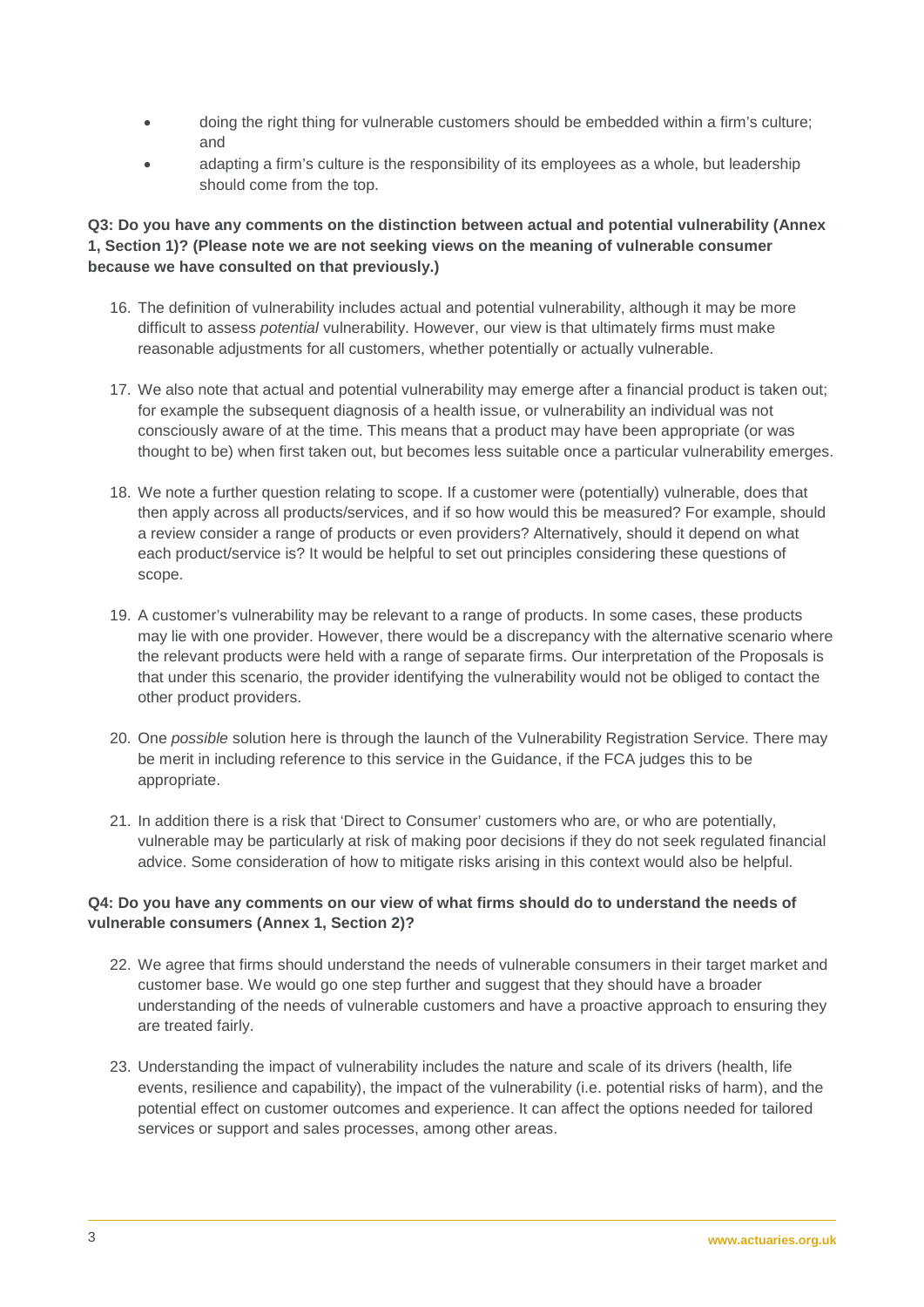- doing the right thing for vulnerable customers should be embedded within a firm's culture; and
- adapting a firm's culture is the responsibility of its employees as a whole, but leadership should come from the top.

**Q3: Do you have any comments on the distinction between actual and potential vulnerability (Annex 1, Section 1)? (Please note we are not seeking views on the meaning of vulnerable consumer because we have consulted on that previously.)**

16. The definition of vulnerability includes actual and potential vulnerability, although it may be more difficult to assess *potential* vulnerability. However, our view is that ultimately firms must make reasonable adjustments for all customers, whether potentially or actually vulnerable.

17. We also note that actual and potential vulnerability may emerge after a financial product is taken out; for example the subsequent diagnosis of a health issue, or vulnerability an individual was not consciously aware of at the time. This means that a product may have been appropriate (or was thought to be) when first taken out, but becomes less suitable once a particular vulnerability emerges.

18. We note a further question relating to scope. If a customer were (potentially) vulnerable, does that then apply across all products/services, and if so how would this be measured? For example, should a review consider a range of products or even providers? Alternatively, should it depend on what each product/service is? It would be helpful to set out principles considering these questions of scope.

19. A customer's vulnerability may be relevant to a range of products. In some cases, these products may lie with one provider. However, there would be a discrepancy with the alternative scenario where the relevant products were held with a range of separate firms. Our interpretation of the Proposals is that under this scenario, the provider identifying the vulnerability would not be obliged to contact the other product providers.

20. One *possible* solution here is through the launch of the Vulnerability Registration Service. There may be merit in including reference to this service in the Guidance, if the FCA judges this to be appropriate.

21. In addition there is a risk that 'Direct to Consumer' customers who are, or who are potentially, vulnerable may be particularly at risk of making poor decisions if they do not seek regulated financial advice. Some consideration of how to mitigate risks arising in this context would also be helpful.

**Q4: Do you have any comments on our view of what firms should do to understand the needs of vulnerable consumers (Annex 1, Section 2)?**

22. We agree that firms should understand the needs of vulnerable consumers in their target market and customer base. We would go one step further and suggest that they should have a broader understanding of the needs of vulnerable customers and have a proactive approach to ensuring they are treated fairly.

23. Understanding the impact of vulnerability includes the nature and scale of its drivers (health, life events, resilience and capability), the impact of the vulnerability (i.e. potential risks of harm), and the potential effect on customer outcomes and experience. It can affect the options needed for tailored services or support and sales processes, among other areas.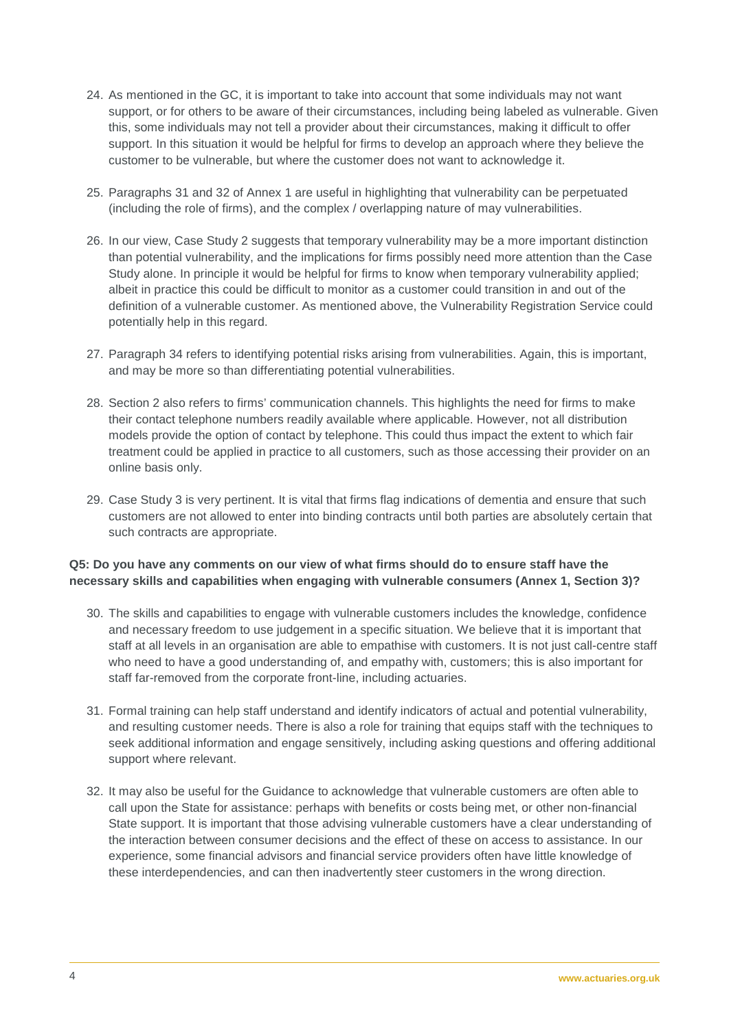24. As mentioned in the GC, it is important to take into account that some individuals may not want support, or for others to be aware of their circumstances, including being labeled as vulnerable. Given this, some individuals may not tell a provider about their circumstances, making it difficult to offer support. In this situation it would be helpful for firms to develop an approach where they believe the customer to be vulnerable, but where the customer does not want to acknowledge it.

25. Paragraphs 31 and 32 of Annex 1 are useful in highlighting that vulnerability can be perpetuated (including the role of firms), and the complex / overlapping nature of may vulnerabilities.

26. In our view, Case Study 2 suggests that temporary vulnerability may be a more important distinction than potential vulnerability, and the implications for firms possibly need more attention than the Case Study alone. In principle it would be helpful for firms to know when temporary vulnerability applied; albeit in practice this could be difficult to monitor as a customer could transition in and out of the definition of a vulnerable customer. As mentioned above, the Vulnerability Registration Service could potentially help in this regard.

27. Paragraph 34 refers to identifying potential risks arising from vulnerabilities. Again, this is important, and may be more so than differentiating potential vulnerabilities.

28. Section 2 also refers to firms' communication channels. This highlights the need for firms to make their contact telephone numbers readily available where applicable. However, not all distribution models provide the option of contact by telephone. This could thus impact the extent to which fair treatment could be applied in practice to all customers, such as those accessing their provider on an online basis only.

29. Case Study 3 is very pertinent. It is vital that firms flag indications of dementia and ensure that such customers are not allowed to enter into binding contracts until both parties are absolutely certain that such contracts are appropriate.

**Q5: Do you have any comments on our view of what firms should do to ensure staff have the necessary skills and capabilities when engaging with vulnerable consumers (Annex 1, Section 3)?**

30. The skills and capabilities to engage with vulnerable customers includes the knowledge, confidence and necessary freedom to use judgement in a specific situation. We believe that it is important that staff at all levels in an organisation are able to empathise with customers. It is not just call-centre staff who need to have a good understanding of, and empathy with, customers; this is also important for staff far-removed from the corporate front-line, including actuaries.

31. Formal training can help staff understand and identify indicators of actual and potential vulnerability, and resulting customer needs. There is also a role for training that equips staff with the techniques to seek additional information and engage sensitively, including asking questions and offering additional support where relevant.

32. It may also be useful for the Guidance to acknowledge that vulnerable customers are often able to call upon the State for assistance: perhaps with benefits or costs being met, or other non-financial State support. It is important that those advising vulnerable customers have a clear understanding of the interaction between consumer decisions and the effect of these on access to assistance. In our experience, some financial advisors and financial service providers often have little knowledge of these interdependencies, and can then inadvertently steer customers in the wrong direction.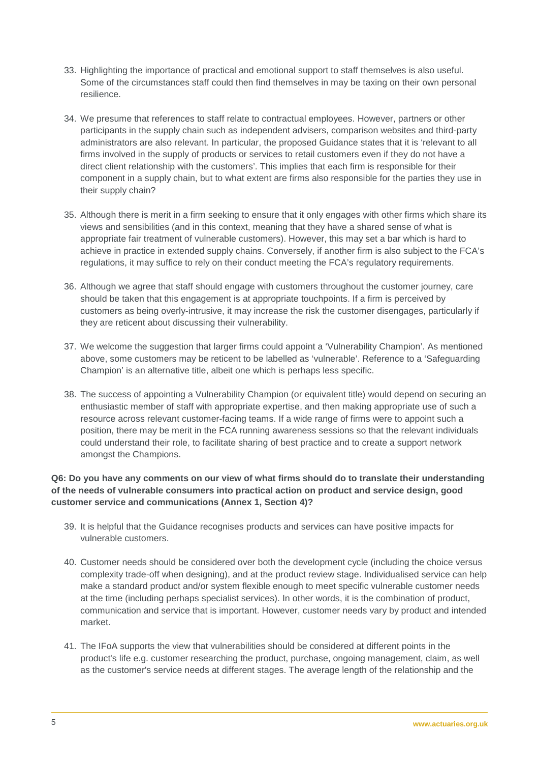33. Highlighting the importance of practical and emotional support to staff themselves is also useful. Some of the circumstances staff could then find themselves in may be taxing on their own personal resilience.

34. We presume that references to staff relate to contractual employees. However, partners or other participants in the supply chain such as independent advisers, comparison websites and third-party administrators are also relevant. In particular, the proposed Guidance states that it is 'relevant to all firms involved in the supply of products or services to retail customers even if they do not have a direct client relationship with the customers'. This implies that each firm is responsible for their component in a supply chain, but to what extent are firms also responsible for the parties they use in their supply chain?

35. Although there is merit in a firm seeking to ensure that it only engages with other firms which share its views and sensibilities (and in this context, meaning that they have a shared sense of what is appropriate fair treatment of vulnerable customers). However, this may set a bar which is hard to achieve in practice in extended supply chains. Conversely, if another firm is also subject to the FCA's regulations, it may suffice to rely on their conduct meeting the FCA's regulatory requirements.

36. Although we agree that staff should engage with customers throughout the customer journey, care should be taken that this engagement is at appropriate touchpoints. If a firm is perceived by customers as being overly-intrusive, it may increase the risk the customer disengages, particularly if they are reticent about discussing their vulnerability.

37. We welcome the suggestion that larger firms could appoint a 'Vulnerability Champion'. As mentioned above, some customers may be reticent to be labelled as 'vulnerable'. Reference to a 'Safeguarding Champion' is an alternative title, albeit one which is perhaps less specific.

38. The success of appointing a Vulnerability Champion (or equivalent title) would depend on securing an enthusiastic member of staff with appropriate expertise, and then making appropriate use of such a resource across relevant customer-facing teams. If a wide range of firms were to appoint such a position, there may be merit in the FCA running awareness sessions so that the relevant individuals could understand their role, to facilitate sharing of best practice and to create a support network amongst the Champions.

**Q6: Do you have any comments on our view of what firms should do to translate their understanding of the needs of vulnerable consumers into practical action on product and service design, good customer service and communications (Annex 1, Section 4)?**

39. It is helpful that the Guidance recognises products and services can have positive impacts for vulnerable customers.

40. Customer needs should be considered over both the development cycle (including the choice versus complexity trade-off when designing), and at the product review stage. Individualised service can help make a standard product and/or system flexible enough to meet specific vulnerable customer needs at the time (including perhaps specialist services). In other words, it is the combination of product, communication and service that is important. However, customer needs vary by product and intended market.

41. The IFoA supports the view that vulnerabilities should be considered at different points in the product's life e.g. customer researching the product, purchase, ongoing management, claim, as well as the customer's service needs at different stages. The average length of the relationship and the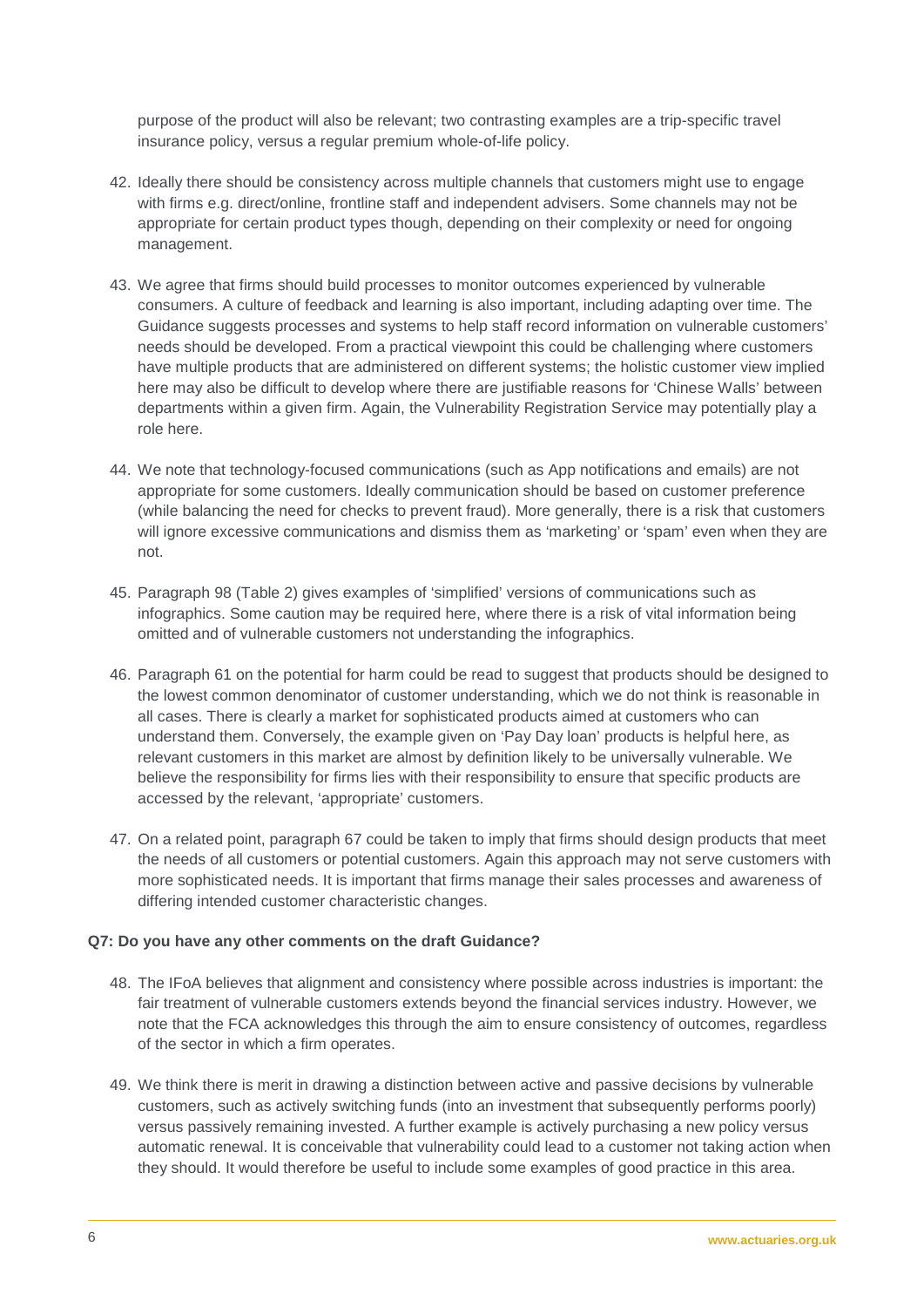purpose of the product will also be relevant; two contrasting examples are a trip-specific travel insurance policy, versus a regular premium whole-of-life policy.

42. Ideally there should be consistency across multiple channels that customers might use to engage with firms e.g. direct/online, frontline staff and independent advisers. Some channels may not be appropriate for certain product types though, depending on their complexity or need for ongoing management.

43. We agree that firms should build processes to monitor outcomes experienced by vulnerable consumers. A culture of feedback and learning is also important, including adapting over time. The Guidance suggests processes and systems to help staff record information on vulnerable customers' needs should be developed. From a practical viewpoint this could be challenging where customers have multiple products that are administered on different systems; the holistic customer view implied here may also be difficult to develop where there are justifiable reasons for 'Chinese Walls' between departments within a given firm. Again, the Vulnerability Registration Service may potentially play a role here.

44. We note that technology-focused communications (such as App notifications and emails) are not appropriate for some customers. Ideally communication should be based on customer preference (while balancing the need for checks to prevent fraud). More generally, there is a risk that customers will ignore excessive communications and dismiss them as 'marketing' or 'spam' even when they are not.

45. Paragraph 98 (Table 2) gives examples of 'simplified' versions of communications such as infographics. Some caution may be required here, where there is a risk of vital information being omitted and of vulnerable customers not understanding the infographics.

46. Paragraph 61 on the potential for harm could be read to suggest that products should be designed to the lowest common denominator of customer understanding, which we do not think is reasonable in all cases. There is clearly a market for sophisticated products aimed at customers who can understand them. Conversely, the example given on 'Pay Day loan' products is helpful here, as relevant customers in this market are almost by definition likely to be universally vulnerable. We believe the responsibility for firms lies with their responsibility to ensure that specific products are accessed by the relevant, 'appropriate' customers.

47. On a related point, paragraph 67 could be taken to imply that firms should design products that meet the needs of all customers or potential customers. Again this approach may not serve customers with more sophisticated needs. It is important that firms manage their sales processes and awareness of differing intended customer characteristic changes.

**Q7: Do you have any other comments on the draft Guidance?**

48. The IFoA believes that alignment and consistency where possible across industries is important: the fair treatment of vulnerable customers extends beyond the financial services industry. However, we note that the FCA acknowledges this through the aim to ensure consistency of outcomes, regardless of the sector in which a firm operates.

49. We think there is merit in drawing a distinction between active and passive decisions by vulnerable customers, such as actively switching funds (into an investment that subsequently performs poorly) versus passively remaining invested. A further example is actively purchasing a new policy versus automatic renewal. It is conceivable that vulnerability could lead to a customer not taking action when they should. It would therefore be useful to include some examples of good practice in this area.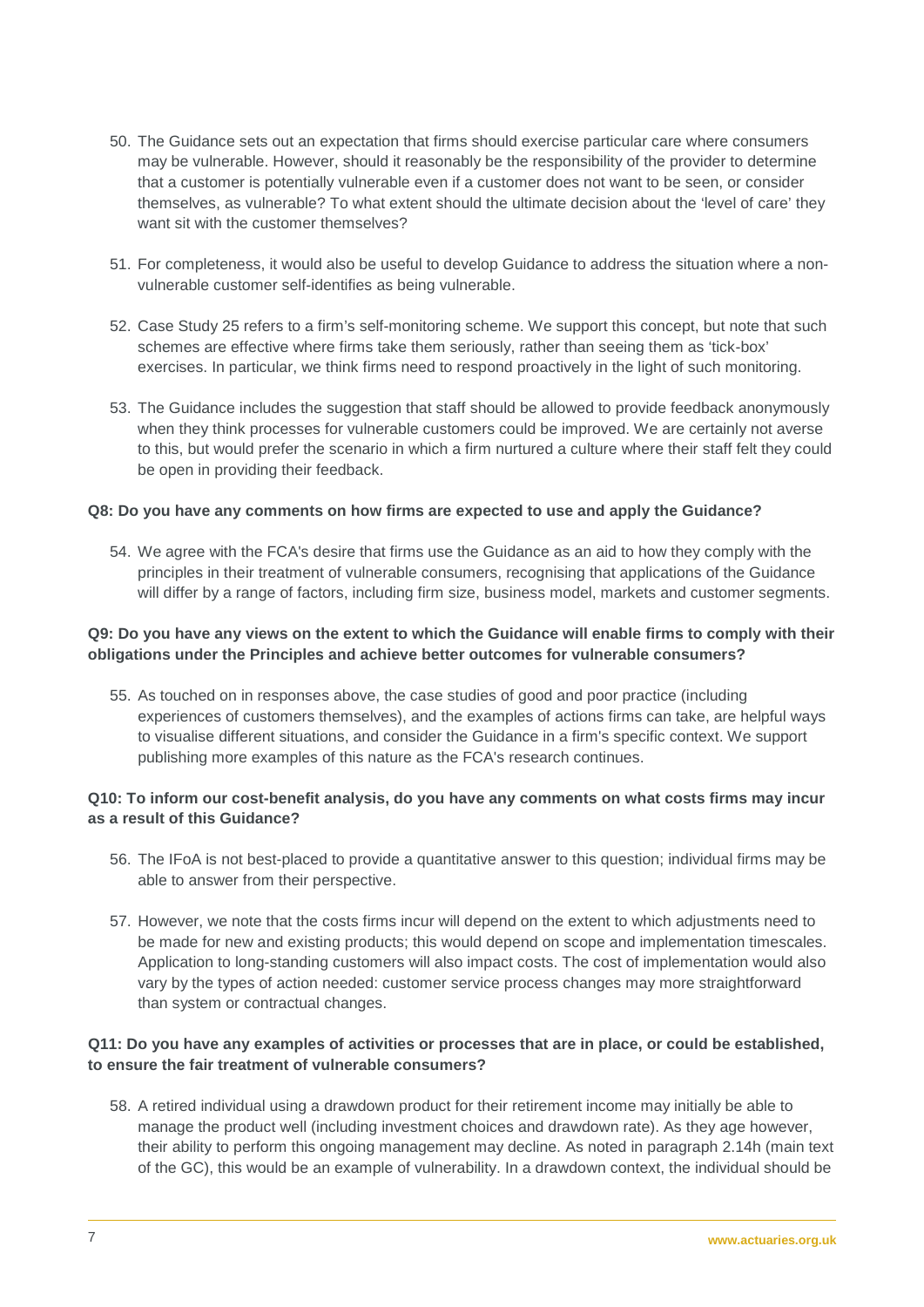50. The Guidance sets out an expectation that firms should exercise particular care where consumers may be vulnerable. However, should it reasonably be the responsibility of the provider to determine that a customer is potentially vulnerable even if a customer does not want to be seen, or consider themselves, as vulnerable? To what extent should the ultimate decision about the 'level of care' they want sit with the customer themselves?

51. For completeness, it would also be useful to develop Guidance to address the situation where a non-vulnerable customer self-identifies as being vulnerable.

52. Case Study 25 refers to a firm's self-monitoring scheme. We support this concept, but note that such schemes are effective where firms take them seriously, rather than seeing them as 'tick-box' exercises. In particular, we think firms need to respond proactively in the light of such monitoring.

53. The Guidance includes the suggestion that staff should be allowed to provide feedback anonymously when they think processes for vulnerable customers could be improved. We are certainly not averse to this, but would prefer the scenario in which a firm nurtured a culture where their staff felt they could be open in providing their feedback.

**Q8: Do you have any comments on how firms are expected to use and apply the Guidance?**

54. We agree with the FCA's desire that firms use the Guidance as an aid to how they comply with the principles in their treatment of vulnerable consumers, recognising that applications of the Guidance will differ by a range of factors, including firm size, business model, markets and customer segments.

**Q9: Do you have any views on the extent to which the Guidance will enable firms to comply with their obligations under the Principles and achieve better outcomes for vulnerable consumers?**

55. As touched on in responses above, the case studies of good and poor practice (including experiences of customers themselves), and the examples of actions firms can take, are helpful ways to visualise different situations, and consider the Guidance in a firm's specific context. We support publishing more examples of this nature as the FCA's research continues.

**Q10: To inform our cost-benefit analysis, do you have any comments on what costs firms may incur as a result of this Guidance?**

56. The IFoA is not best-placed to provide a quantitative answer to this question; individual firms may be able to answer from their perspective.

57. However, we note that the costs firms incur will depend on the extent to which adjustments need to be made for new and existing products; this would depend on scope and implementation timescales. Application to long-standing customers will also impact costs. The cost of implementation would also vary by the types of action needed: customer service process changes may more straightforward than system or contractual changes.

**Q11: Do you have any examples of activities or processes that are in place, or could be established, to ensure the fair treatment of vulnerable consumers?**

58. A retired individual using a drawdown product for their retirement income may initially be able to manage the product well (including investment choices and drawdown rate). As they age however, their ability to perform this ongoing management may decline. As noted in paragraph 2.14h (main text of the GC), this would be an example of vulnerability. In a drawdown context, the individual should be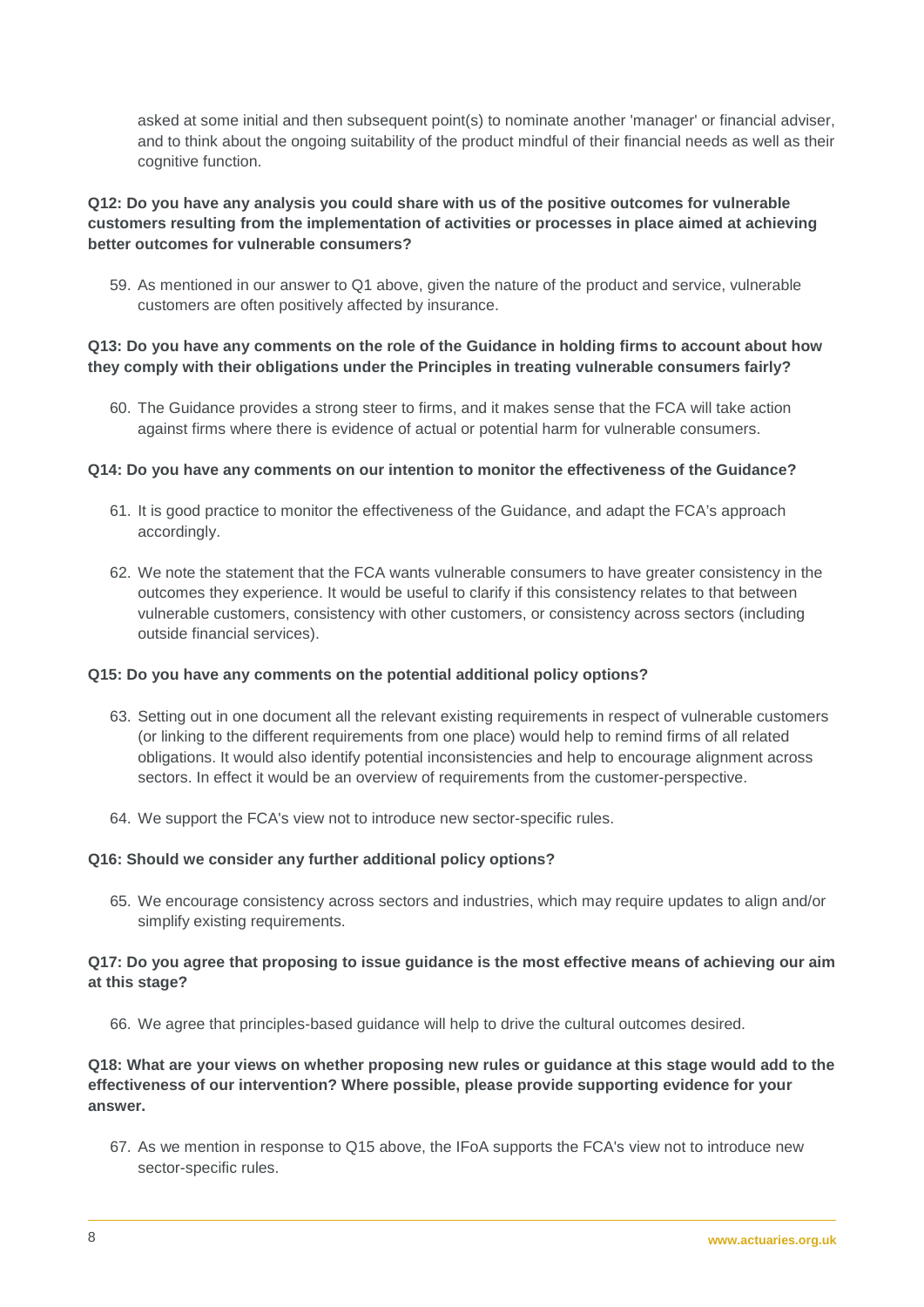asked at some initial and then subsequent point(s) to nominate another 'manager' or financial adviser, and to think about the ongoing suitability of the product mindful of their financial needs as well as their cognitive function.

**Q12: Do you have any analysis you could share with us of the positive outcomes for vulnerable customers resulting from the implementation of activities or processes in place aimed at achieving better outcomes for vulnerable consumers?**

59. As mentioned in our answer to Q1 above, given the nature of the product and service, vulnerable customers are often positively affected by insurance.

**Q13: Do you have any comments on the role of the Guidance in holding firms to account about how they comply with their obligations under the Principles in treating vulnerable consumers fairly?**

60. The Guidance provides a strong steer to firms, and it makes sense that the FCA will take action against firms where there is evidence of actual or potential harm for vulnerable consumers.

**Q14: Do you have any comments on our intention to monitor the effectiveness of the Guidance?**

61. It is good practice to monitor the effectiveness of the Guidance, and adapt the FCA's approach accordingly.

62. We note the statement that the FCA wants vulnerable consumers to have greater consistency in the outcomes they experience. It would be useful to clarify if this consistency relates to that between vulnerable customers, consistency with other customers, or consistency across sectors (including outside financial services).

**Q15: Do you have any comments on the potential additional policy options?**

63. Setting out in one document all the relevant existing requirements in respect of vulnerable customers (or linking to the different requirements from one place) would help to remind firms of all related obligations. It would also identify potential inconsistencies and help to encourage alignment across sectors. In effect it would be an overview of requirements from the customer-perspective.

64. We support the FCA's view not to introduce new sector-specific rules.

**Q16: Should we consider any further additional policy options?**

65. We encourage consistency across sectors and industries, which may require updates to align and/or simplify existing requirements.

**Q17: Do you agree that proposing to issue guidance is the most effective means of achieving our aim at this stage?**

66. We agree that principles-based guidance will help to drive the cultural outcomes desired.

**Q18: What are your views on whether proposing new rules or guidance at this stage would add to the effectiveness of our intervention? Where possible, please provide supporting evidence for your answer.**

67. As we mention in response to Q15 above, the IFoA supports the FCA's view not to introduce new sector-specific rules.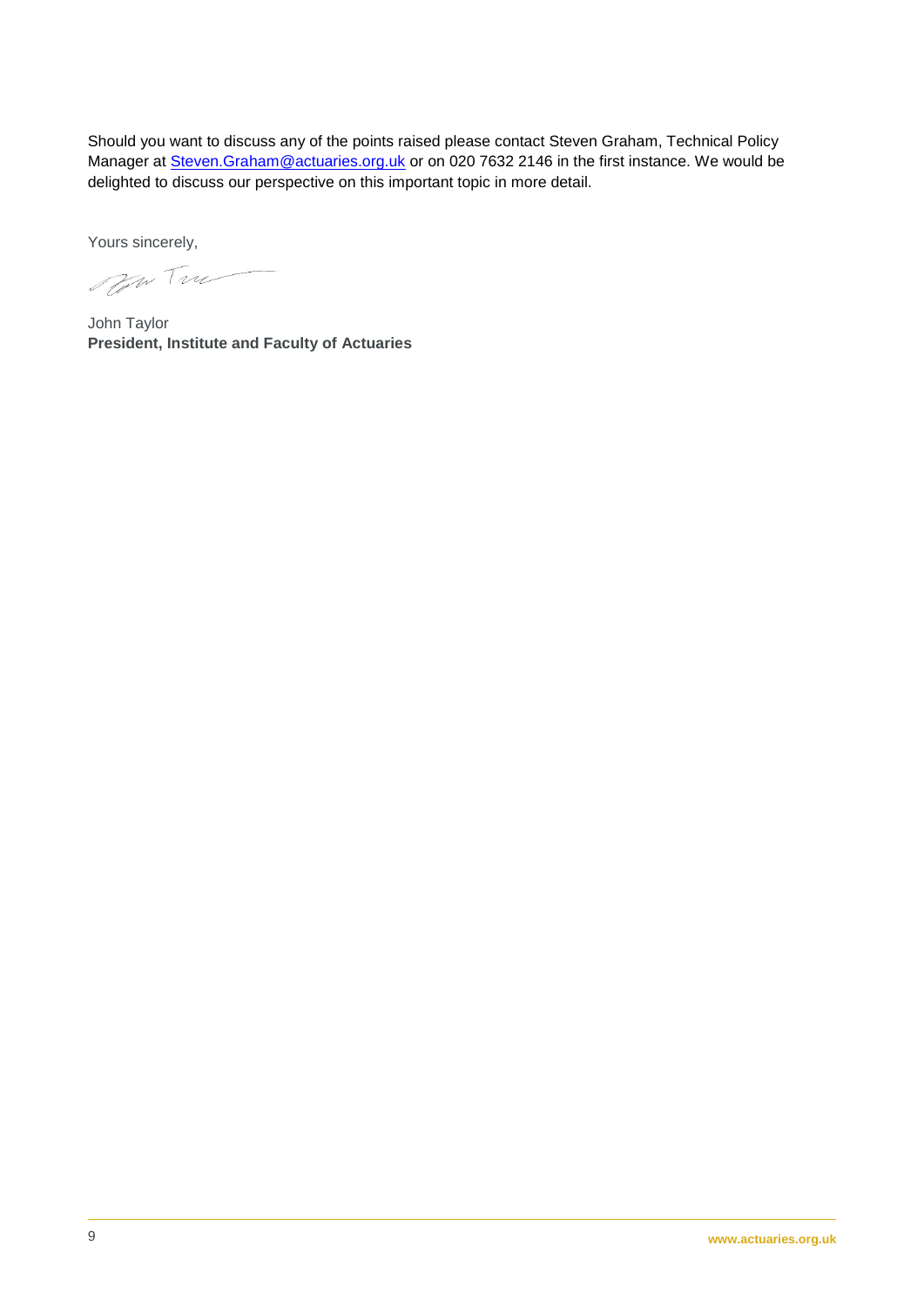Should you want to discuss any of the points raised please contact Steven Graham, Technical Policy Manager at [Steven.Graham@actuaries.org.uk](mailto:Steven.Graham@actuaries.org.uk) or on 020 7632 2146 in the first instance. We would be delighted to discuss our perspective on this important topic in more detail.

Yours sincerely,

John Taylor
**President, Institute and Faculty of Actuaries**